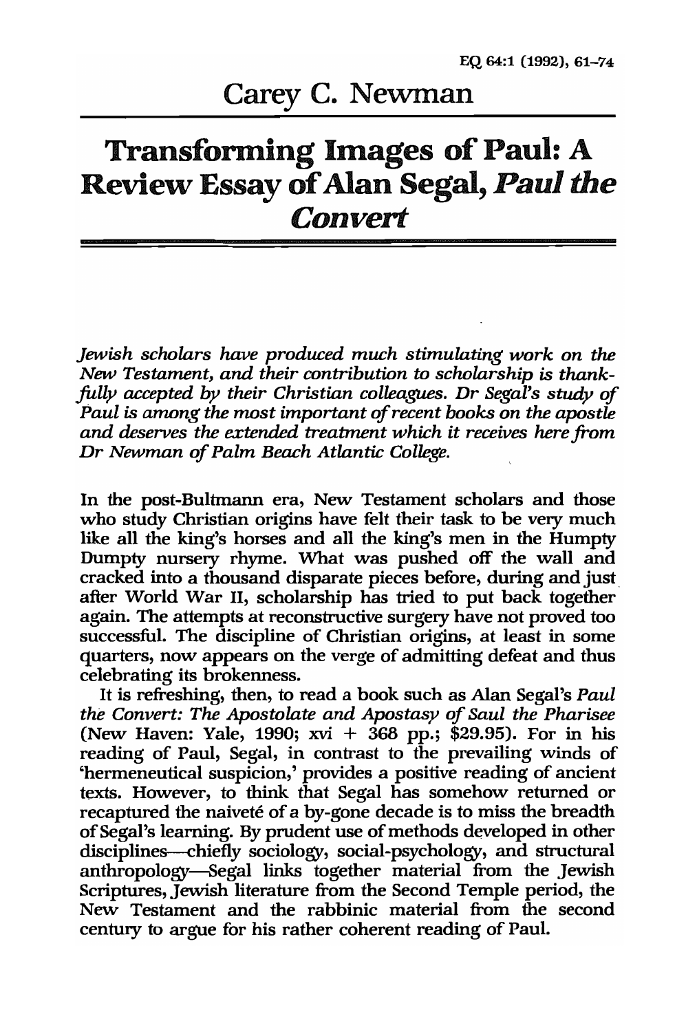Carey C. Newman

# Transforming Images of Paul: A Review Essay of Alan Segal, *Paul the Convert*

*Jewish scholars have produced much stimulating work on the New Testament, and their contribution to scholarship is thankfully accepted by their Christian colleagues. Dr Segal's study of Paul is among the most important of recent books on the apostle and deserves the extended treatment which it receives here from Dr Newman of Palm Beach Atlantic College.*

In the post-Bultmann era, New Testament scholars and those who study Christian origins have felt their task to be very much like all the king's horses and all the king's men in the Humpty Dumpty nursery rhyme. What was pushed off the wall and cracked into a thousand disparate pieces before, during and just after World War II, scholarship has tried to put back together again. The attempts at reconstructive surgery have not proved too successful. The discipline of Christian origins, at least in some quarters, now appears on the verge of admitting defeat and thus celebrating its brokenness.

It is refreshing, then, to read a book such as Alan Segal's *Paul the Convert: The Apostolate and Apostasy of Saul the Pharisee* (New Haven: Yale, 1990; xvi + 368 pp.; $29.95). For in his reading of Paul, Segal, in contrast to the prevailing winds of 'hermeneutical suspicion,' provides a positive reading of ancient texts. However, to think that Segal has somehow returned or recaptured the naiveté of a by-gone decade is to miss the breadth of Segal's learning. By prudent use of methods developed in other disciplines—chiefly sociology, social-psychology, and structural anthropology—Segal links together material from the Jewish Scriptures, Jewish literature from the Second Temple period, the New Testament and the rabbinic material from the second century to argue for his rather coherent reading of Paul.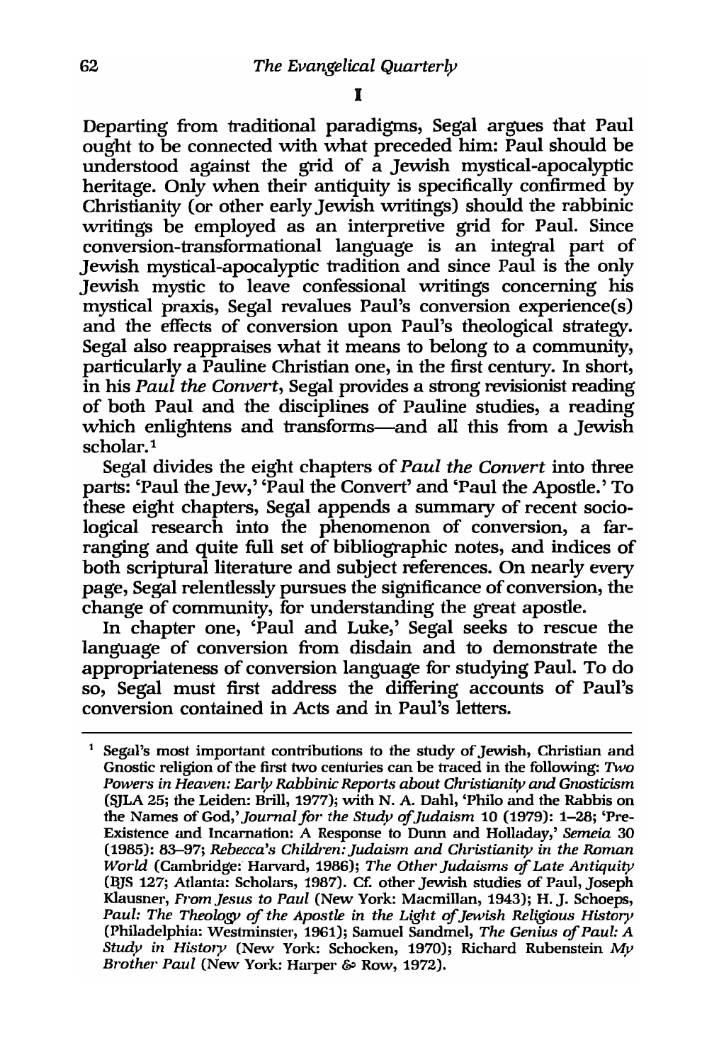# I

Departing from traditional paradigms, Segal argues that Paul ought to be connected with what preceded him: Paul should be understood against the grid of a Jewish mystical-apocalyptic heritage. Only when their antiquity is specifically confirmed by Christianity (or other early Jewish writings) should the rabbinic writings be employed as an interpretive grid for Paul. Since conversion-transformational language is an integral part of Jewish mystical-apocalyptic tradition and since Paul is the only Jewish mystic to leave confessional writings concerning his mystical praxis, Segal revalues Paul's conversion experience(s) and the effects of conversion upon Paul's theological strategy. Segal also reappraises what it means to belong to a community, particularly a Pauline Christian one, in the first century. In short, in his *Paul the Convert*, Segal provides a strong revisionist reading of both Paul and the disciplines of Pauline studies, a reading which enlightens and transforms—and all this from a Jewish scholar.[1]

Segal divides the eight chapters of *Paul the Convert* into three parts: 'Paul the Jew,' 'Paul the Convert' and 'Paul the Apostle.' To these eight chapters, Segal appends a summary of recent sociological research into the phenomenon of conversion, a far-ranging and quite full set of bibliographic notes, and indices of both scriptural literature and subject references. On nearly every page, Segal relentlessly pursues the significance of conversion, the change of community, for understanding the great apostle.

In chapter one, 'Paul and Luke,' Segal seeks to rescue the language of conversion from disdain and to demonstrate the appropriateness of conversion language for studying Paul. To do so, Segal must first address the differing accounts of Paul's conversion contained in Acts and in Paul's letters.

---

[1] Segal's most important contributions to the study of Jewish, Christian and Gnostic religion of the first two centuries can be traced in the following: *Two Powers in Heaven: Early Rabbinic Reports about Christianity and Gnosticism* (SJLA 25; the Leiden: Brill, 1977); with N. A. Dahl, 'Philo and the Rabbis on the Names of God,' *Journal for the Study of Judaism* 10 (1979): 1–28; 'Pre-Existence and Incarnation: A Response to Dunn and Holladay,' *Semeia* 30 (1985): 83–97; *Rebecca's Children: Judaism and Christianity in the Roman World* (Cambridge: Harvard, 1986); *The Other Judaisms of Late Antiquity* (BJS 127; Atlanta: Scholars, 1987). Cf. other Jewish studies of Paul, Joseph Klausner, *From Jesus to Paul* (New York: Macmillan, 1943); H. J. Schoeps, *Paul: The Theology of the Apostle in the Light of Jewish Religious History* (Philadelphia: Westminster, 1961); Samuel Sandmel, *The Genius of Paul: A Study in History* (New York: Schocken, 1970); Richard Rubenstein *My Brother Paul* (New York: Harper & Row, 1972).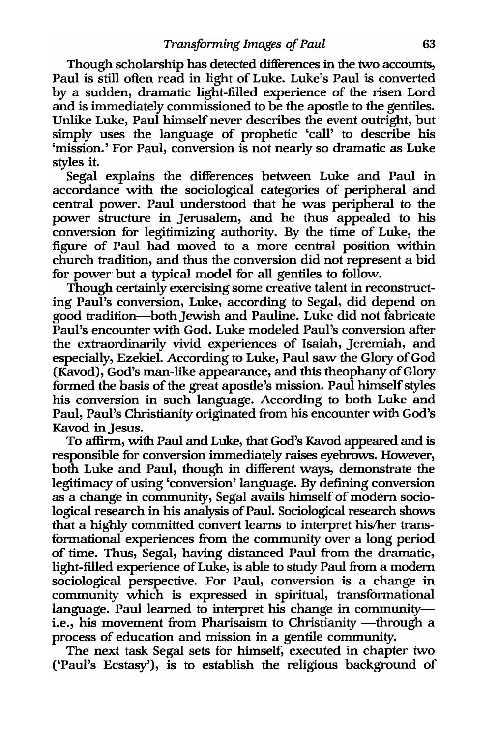Though scholarship has detected differences in the two accounts, Paul is still often read in light of Luke. Luke's Paul is converted by a sudden, dramatic light-filled experience of the risen Lord and is immediately commissioned to be the apostle to the gentiles. Unlike Luke, Paul himself never describes the event outright, but simply uses the language of prophetic 'call' to describe his 'mission.' For Paul, conversion is not nearly so dramatic as Luke styles it.

Segal explains the differences between Luke and Paul in accordance with the sociological categories of peripheral and central power. Paul understood that he was peripheral to the power structure in Jerusalem, and he thus appealed to his conversion for legitimizing authority. By the time of Luke, the figure of Paul had moved to a more central position within church tradition, and thus the conversion did not represent a bid for power but a typical model for all gentiles to follow.

Though certainly exercising some creative talent in reconstructing Paul's conversion, Luke, according to Segal, did depend on good tradition—both Jewish and Pauline. Luke did not fabricate Paul's encounter with God. Luke modeled Paul's conversion after the extraordinarily vivid experiences of Isaiah, Jeremiah, and especially, Ezekiel. According to Luke, Paul saw the Glory of God (Kavod), God's man-like appearance, and this theophany of Glory formed the basis of the great apostle's mission. Paul himself styles his conversion in such language. According to both Luke and Paul, Paul's Christianity originated from his encounter with God's Kavod in Jesus.

To affirm, with Paul and Luke, that God's Kavod appeared and is responsible for conversion immediately raises eyebrows. However, both Luke and Paul, though in different ways, demonstrate the legitimacy of using 'conversion' language. By defining conversion as a change in community, Segal avails himself of modern sociological research in his analysis of Paul. Sociological research shows that a highly committed convert learns to interpret his/her transformational experiences from the community over a long period of time. Thus, Segal, having distanced Paul from the dramatic, light-filled experience of Luke, is able to study Paul from a modern sociological perspective. For Paul, conversion is a change in community which is expressed in spiritual, transformational language. Paul learned to interpret his change in community—i.e., his movement from Pharisaism to Christianity —through a process of education and mission in a gentile community.

The next task Segal sets for himself, executed in chapter two ('Paul's Ecstasy'), is to establish the religious background of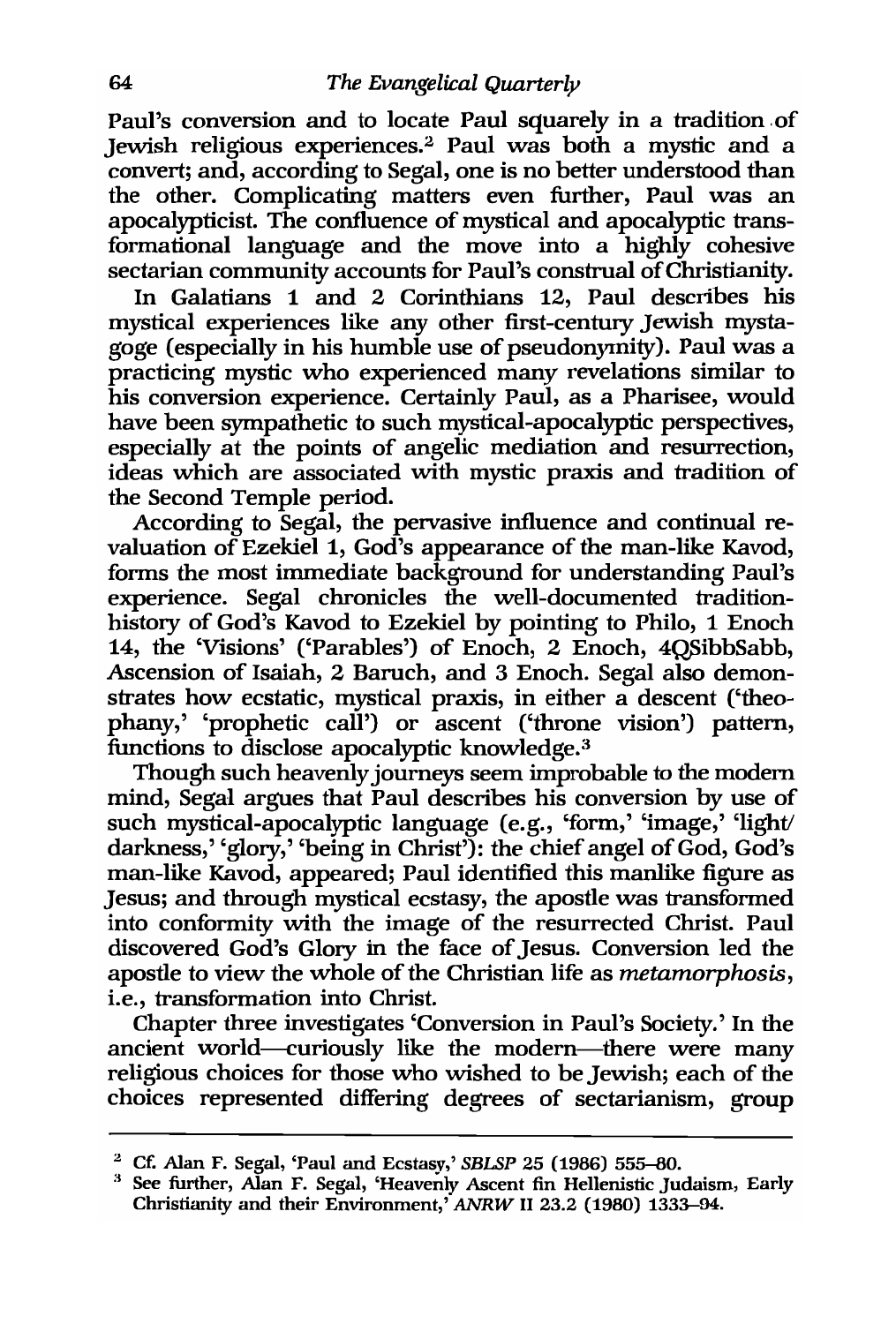Paul's conversion and to locate Paul squarely in a tradition of Jewish religious experiences.[2] Paul was both a mystic and a convert; and, according to Segal, one is no better understood than the other. Complicating matters even further, Paul was an apocalypticist. The confluence of mystical and apocalyptic transformational language and the move into a highly cohesive sectarian community accounts for Paul's construal of Christianity.

In Galatians 1 and 2 Corinthians 12, Paul describes his mystical experiences like any other first-century Jewish mystagoge (especially in his humble use of pseudonymity). Paul was a practicing mystic who experienced many revelations similar to his conversion experience. Certainly Paul, as a Pharisee, would have been sympathetic to such mystical-apocalyptic perspectives, especially at the points of angelic mediation and resurrection, ideas which are associated with mystic praxis and tradition of the Second Temple period.

According to Segal, the pervasive influence and continual revaluation of Ezekiel 1, God's appearance of the man-like Kavod, forms the most immediate background for understanding Paul's experience. Segal chronicles the well-documented tradition-history of God's Kavod to Ezekiel by pointing to Philo, 1 Enoch 14, the 'Visions' ('Parables') of Enoch, 2 Enoch, 4QSibbSabb, Ascension of Isaiah, 2 Baruch, and 3 Enoch. Segal also demonstrates how ecstatic, mystical praxis, in either a descent ('theophany,' 'prophetic call') or ascent ('throne vision') pattern, functions to disclose apocalyptic knowledge.[3]

Though such heavenly journeys seem improbable to the modern mind, Segal argues that Paul describes his conversion by use of such mystical-apocalyptic language (e.g., 'form,' 'image,' 'light/darkness,' 'glory,' 'being in Christ'): the chief angel of God, God's man-like Kavod, appeared; Paul identified this manlike figure as Jesus; and through mystical ecstasy, the apostle was transformed into conformity with the image of the resurrected Christ. Paul discovered God's Glory in the face of Jesus. Conversion led the apostle to view the whole of the Christian life as *metamorphosis*, i.e., transformation into Christ.

Chapter three investigates 'Conversion in Paul's Society.' In the ancient world—curiously like the modern—there were many religious choices for those who wished to be Jewish; each of the choices represented differing degrees of sectarianism, group

---

[2] Cf. Alan F. Segal, 'Paul and Ecstasy,' *SBLSP* 25 (1986) 555–80.

[3] See further, Alan F. Segal, 'Heavenly Ascent fin Hellenistic Judaism, Early Christianity and their Environment,' *ANRW* II 23.2 (1980) 1333–94.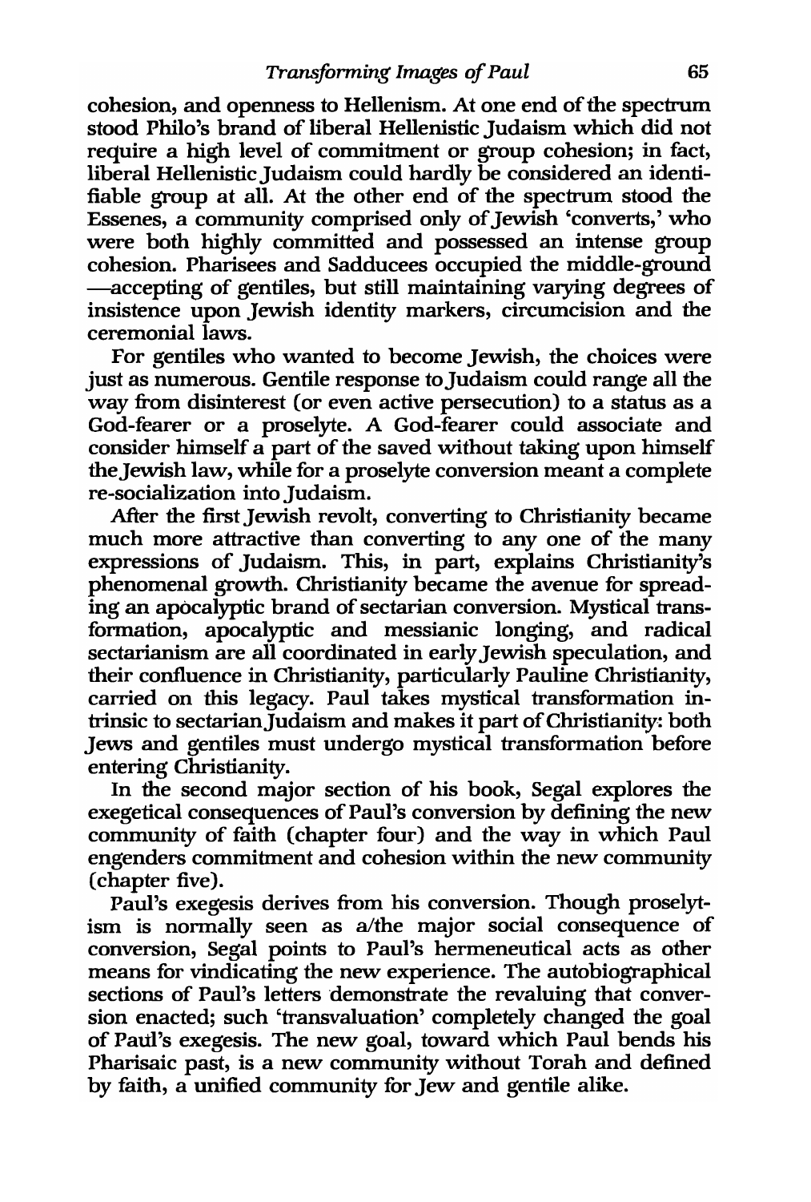cohesion, and openness to Hellenism. At one end of the spectrum stood Philo's brand of liberal Hellenistic Judaism which did not require a high level of commitment or group cohesion; in fact, liberal Hellenistic Judaism could hardly be considered an identifiable group at all. At the other end of the spectrum stood the Essenes, a community comprised only of Jewish 'converts,' who were both highly committed and possessed an intense group cohesion. Pharisees and Sadducees occupied the middle-ground —accepting of gentiles, but still maintaining varying degrees of insistence upon Jewish identity markers, circumcision and the ceremonial laws.

For gentiles who wanted to become Jewish, the choices were just as numerous. Gentile response to Judaism could range all the way from disinterest (or even active persecution) to a status as a God-fearer or a proselyte. A God-fearer could associate and consider himself a part of the saved without taking upon himself the Jewish law, while for a proselyte conversion meant a complete re-socialization into Judaism.

After the first Jewish revolt, converting to Christianity became much more attractive than converting to any one of the many expressions of Judaism. This, in part, explains Christianity's phenomenal growth. Christianity became the avenue for spreading an apocalyptic brand of sectarian conversion. Mystical transformation, apocalyptic and messianic longing, and radical sectarianism are all coordinated in early Jewish speculation, and their confluence in Christianity, particularly Pauline Christianity, carried on this legacy. Paul takes mystical transformation intrinsic to sectarian Judaism and makes it part of Christianity: both Jews and gentiles must undergo mystical transformation before entering Christianity.

In the second major section of his book, Segal explores the exegetical consequences of Paul's conversion by defining the new community of faith (chapter four) and the way in which Paul engenders commitment and cohesion within the new community (chapter five).

Paul's exegesis derives from his conversion. Though proselytism is normally seen as a/the major social consequence of conversion, Segal points to Paul's hermeneutical acts as other means for vindicating the new experience. The autobiographical sections of Paul's letters demonstrate the revaluing that conversion enacted; such 'transvaluation' completely changed the goal of Paul's exegesis. The new goal, toward which Paul bends his Pharisaic past, is a new community without Torah and defined by faith, a unified community for Jew and gentile alike.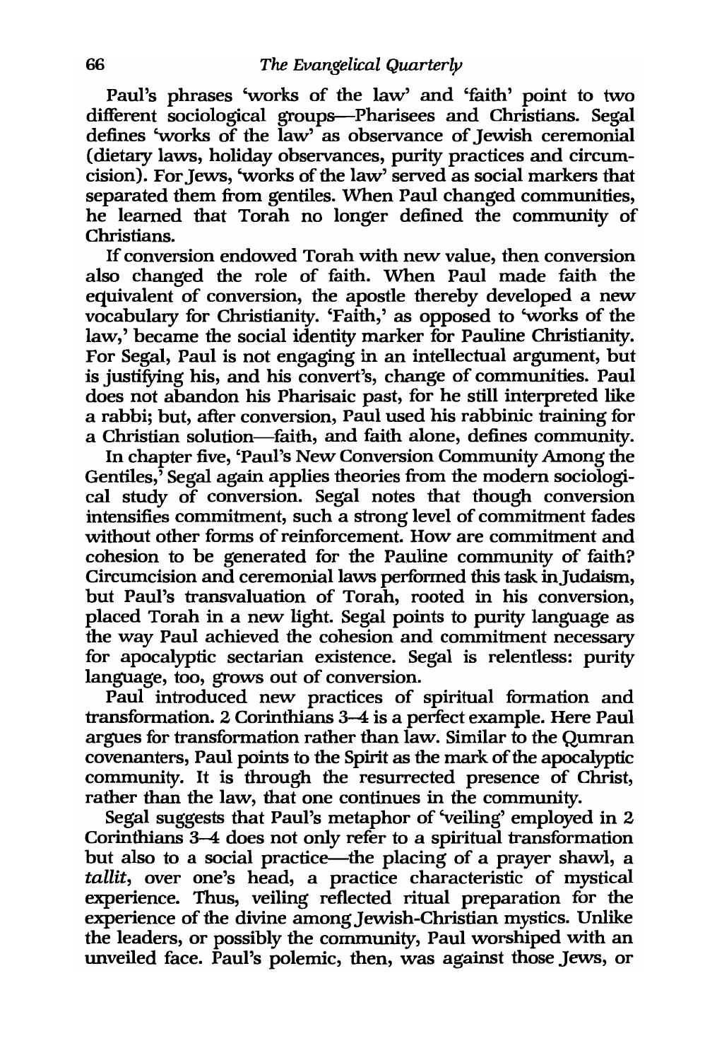Paul's phrases 'works of the law' and 'faith' point to two different sociological groups—Pharisees and Christians. Segal defines 'works of the law' as observance of Jewish ceremonial (dietary laws, holiday observances, purity practices and circumcision). For Jews, 'works of the law' served as social markers that separated them from gentiles. When Paul changed communities, he learned that Torah no longer defined the community of Christians.

If conversion endowed Torah with new value, then conversion also changed the role of faith. When Paul made faith the equivalent of conversion, the apostle thereby developed a new vocabulary for Christianity. 'Faith,' as opposed to 'works of the law,' became the social identity marker for Pauline Christianity. For Segal, Paul is not engaging in an intellectual argument, but is justifying his, and his convert's, change of communities. Paul does not abandon his Pharisaic past, for he still interpreted like a rabbi; but, after conversion, Paul used his rabbinic training for a Christian solution—faith, and faith alone, defines community.

In chapter five, 'Paul's New Conversion Community Among the Gentiles,' Segal again applies theories from the modern sociological study of conversion. Segal notes that though conversion intensifies commitment, such a strong level of commitment fades without other forms of reinforcement. How are commitment and cohesion to be generated for the Pauline community of faith? Circumcision and ceremonial laws performed this task in Judaism, but Paul's transvaluation of Torah, rooted in his conversion, placed Torah in a new light. Segal points to purity language as the way Paul achieved the cohesion and commitment necessary for apocalyptic sectarian existence. Segal is relentless: purity language, too, grows out of conversion.

Paul introduced new practices of spiritual formation and transformation. 2 Corinthians 3–4 is a perfect example. Here Paul argues for transformation rather than law. Similar to the Qumran covenanters, Paul points to the Spirit as the mark of the apocalyptic community. It is through the resurrected presence of Christ, rather than the law, that one continues in the community.

Segal suggests that Paul's metaphor of 'veiling' employed in 2 Corinthians 3–4 does not only refer to a spiritual transformation but also to a social practice—the placing of a prayer shawl, a *tallit*, over one's head, a practice characteristic of mystical experience. Thus, veiling reflected ritual preparation for the experience of the divine among Jewish-Christian mystics. Unlike the leaders, or possibly the community, Paul worshiped with an unveiled face. Paul's polemic, then, was against those Jews, or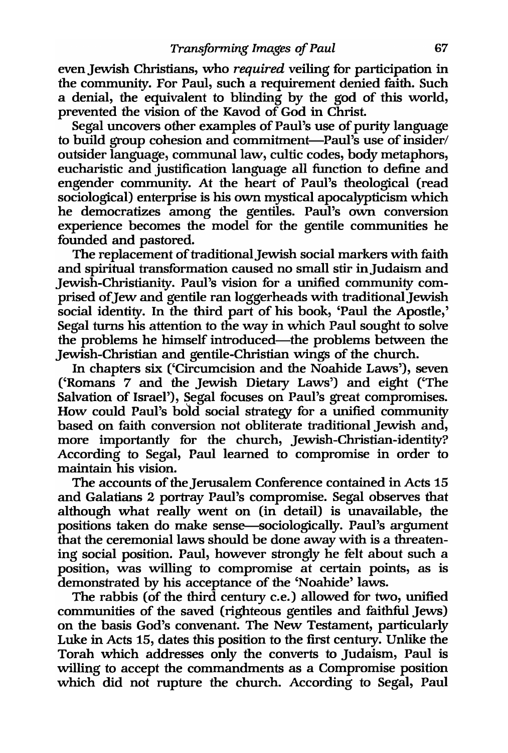even Jewish Christians, who *required* veiling for participation in the community. For Paul, such a requirement denied faith. Such a denial, the equivalent to blinding by the god of this world, prevented the vision of the Kavod of God in Christ.

Segal uncovers other examples of Paul's use of purity language to build group cohesion and commitment—Paul's use of insider/outsider language, communal law, cultic codes, body metaphors, eucharistic and justification language all function to define and engender community. At the heart of Paul's theological (read sociological) enterprise is his own mystical apocalypticism which he democratizes among the gentiles. Paul's own conversion experience becomes the model for the gentile communities he founded and pastored.

The replacement of traditional Jewish social markers with faith and spiritual transformation caused no small stir in Judaism and Jewish-Christianity. Paul's vision for a unified community comprised of Jew and gentile ran loggerheads with traditional Jewish social identity. In the third part of his book, 'Paul the Apostle,' Segal turns his attention to the way in which Paul sought to solve the problems he himself introduced—the problems between the Jewish-Christian and gentile-Christian wings of the church.

In chapters six ('Circumcision and the Noahide Laws'), seven ('Romans 7 and the Jewish Dietary Laws') and eight ('The Salvation of Israel'), Segal focuses on Paul's great compromises. How could Paul's bold social strategy for a unified community based on faith conversion not obliterate traditional Jewish and, more importantly for the church, Jewish-Christian-identity? According to Segal, Paul learned to compromise in order to maintain his vision.

The accounts of the Jerusalem Conference contained in Acts 15 and Galatians 2 portray Paul's compromise. Segal observes that although what really went on (in detail) is unavailable, the positions taken do make sense—sociologically. Paul's argument that the ceremonial laws should be done away with is a threatening social position. Paul, however strongly he felt about such a position, was willing to compromise at certain points, as is demonstrated by his acceptance of the 'Noahide' laws.

The rabbis (of the third century c.e.) allowed for two, unified communities of the saved (righteous gentiles and faithful Jews) on the basis God's convenant. The New Testament, particularly Luke in Acts 15, dates this position to the first century. Unlike the Torah which addresses only the converts to Judaism, Paul is willing to accept the commandments as a Compromise position which did not rupture the church. According to Segal, Paul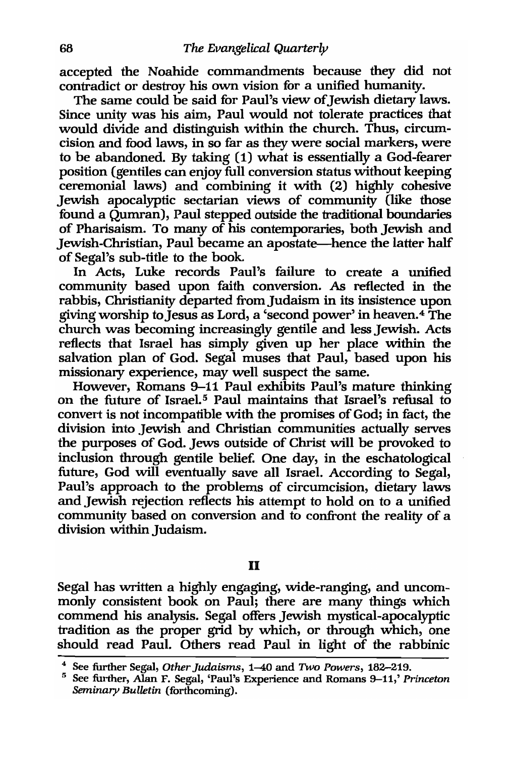accepted the Noahide commandments because they did not contradict or destroy his own vision for a unified humanity.

The same could be said for Paul's view of Jewish dietary laws. Since unity was his aim, Paul would not tolerate practices that would divide and distinguish within the church. Thus, circumcision and food laws, in so far as they were social markers, were to be abandoned. By taking (1) what is essentially a God-fearer position (gentiles can enjoy full conversion status without keeping ceremonial laws) and combining it with (2) highly cohesive Jewish apocalyptic sectarian views of community (like those found a Qumran), Paul stepped outside the traditional boundaries of Pharisaism. To many of his contemporaries, both Jewish and Jewish-Christian, Paul became an apostate—hence the latter half of Segal's sub-title to the book.

In Acts, Luke records Paul's failure to create a unified community based upon faith conversion. As reflected in the rabbis, Christianity departed from Judaism in its insistence upon giving worship to Jesus as Lord, a 'second power' in heaven.[4] The church was becoming increasingly gentile and less Jewish. Acts reflects that Israel has simply given up her place within the salvation plan of God. Segal muses that Paul, based upon his missionary experience, may well suspect the same.

However, Romans 9–11 Paul exhibits Paul's mature thinking on the future of Israel.[5] Paul maintains that Israel's refusal to convert is not incompatible with the promises of God; in fact, the division into Jewish and Christian communities actually serves the purposes of God. Jews outside of Christ will be provoked to inclusion through gentile belief. One day, in the eschatological future, God will eventually save all Israel. According to Segal, Paul's approach to the problems of circumcision, dietary laws and Jewish rejection reflects his attempt to hold on to a unified community based on conversion and to confront the reality of a division within Judaism.

## II

Segal has written a highly engaging, wide-ranging, and uncommonly consistent book on Paul; there are many things which commend his analysis. Segal offers Jewish mystical-apocalyptic tradition as the proper grid by which, or through which, one should read Paul. Others read Paul in light of the rabbinic

---

[4] See further Segal, *Other Judaisms*, 1–40 and *Two Powers*, 182–219.

[5] See further, Alan F. Segal, 'Paul's Experience and Romans 9–11,' *Princeton Seminary Bulletin* (forthcoming).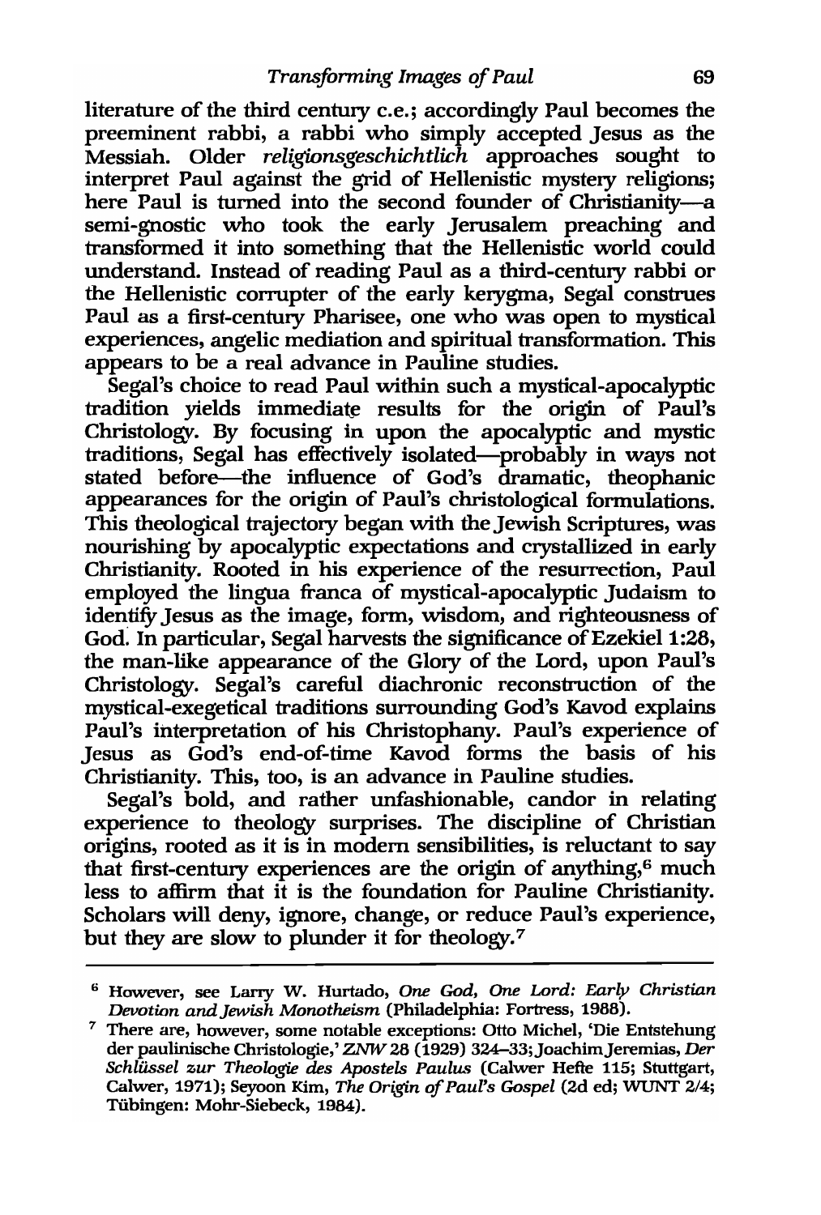literature of the third century c.e.; accordingly Paul becomes the preeminent rabbi, a rabbi who simply accepted Jesus as the Messiah. Older *religionsgeschichtlich* approaches sought to interpret Paul against the grid of Hellenistic mystery religions; here Paul is turned into the second founder of Christianity—a semi-gnostic who took the early Jerusalem preaching and transformed it into something that the Hellenistic world could understand. Instead of reading Paul as a third-century rabbi or the Hellenistic corrupter of the early kerygma, Segal construes Paul as a first-century Pharisee, one who was open to mystical experiences, angelic mediation and spiritual transformation. This appears to be a real advance in Pauline studies.

Segal's choice to read Paul within such a mystical-apocalyptic tradition yields immediate results for the origin of Paul's Christology. By focusing in upon the apocalyptic and mystic traditions, Segal has effectively isolated—probably in ways not stated before—the influence of God's dramatic, theophanic appearances for the origin of Paul's christological formulations. This theological trajectory began with the Jewish Scriptures, was nourishing by apocalyptic expectations and crystallized in early Christianity. Rooted in his experience of the resurrection, Paul employed the lingua franca of mystical-apocalyptic Judaism to identify Jesus as the image, form, wisdom, and righteousness of God. In particular, Segal harvests the significance of Ezekiel 1:28, the man-like appearance of the Glory of the Lord, upon Paul's Christology. Segal's careful diachronic reconstruction of the mystical-exegetical traditions surrounding God's Kavod explains Paul's interpretation of his Christophany. Paul's experience of Jesus as God's end-of-time Kavod forms the basis of his Christianity. This, too, is an advance in Pauline studies.

Segal's bold, and rather unfashionable, candor in relating experience to theology surprises. The discipline of Christian origins, rooted as it is in modern sensibilities, is reluctant to say that first-century experiences are the origin of anything,[6] much less to affirm that it is the foundation for Pauline Christianity. Scholars will deny, ignore, change, or reduce Paul's experience, but they are slow to plunder it for theology.[7]

---

[6] However, see Larry W. Hurtado, *One God, One Lord: Early Christian Devotion and Jewish Monotheism* (Philadelphia: Fortress, 1988).

[7] There are, however, some notable exceptions: Otto Michel, 'Die Entstehung der paulinische Christologie,' *ZNW* 28 (1929) 324–33; Joachim Jeremias, *Der Schlüssel zur Theologie des Apostels Paulus* (Calwer Hefte 115; Stuttgart, Calwer, 1971); Seyoon Kim, *The Origin of Paul's Gospel* (2d ed; WUNT 2/4; Tübingen: Mohr-Siebeck, 1984).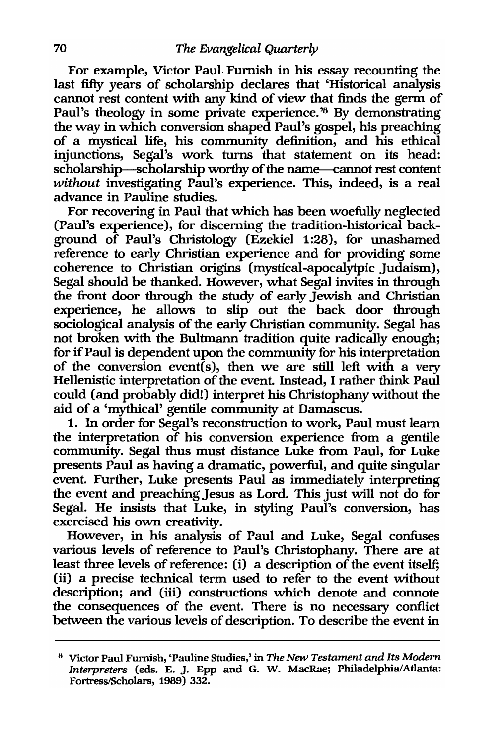For example, Victor Paul Furnish in his essay recounting the last fifty years of scholarship declares that 'Historical analysis cannot rest content with any kind of view that finds the germ of Paul's theology in some private experience.'[8] By demonstrating the way in which conversion shaped Paul's gospel, his preaching of a mystical life, his community definition, and his ethical injunctions, Segal's work turns that statement on its head: scholarship—scholarship worthy of the name—cannot rest content *without* investigating Paul's experience. This, indeed, is a real advance in Pauline studies.

For recovering in Paul that which has been woefully neglected (Paul's experience), for discerning the tradition-historical background of Paul's Christology (Ezekiel 1:28), for unashamed reference to early Christian experience and for providing some coherence to Christian origins (mystical-apocalyptic Judaism), Segal should be thanked. However, what Segal invites in through the front door through the study of early Jewish and Christian experience, he allows to slip out the back door through sociological analysis of the early Christian community. Segal has not broken with the Bultmann tradition quite radically enough; for if Paul is dependent upon the community for his interpretation of the conversion event(s), then we are still left with a very Hellenistic interpretation of the event. Instead, I rather think Paul could (and probably did!) interpret his Christophany without the aid of a 'mythical' gentile community at Damascus.

1. In order for Segal's reconstruction to work, Paul must learn the interpretation of his conversion experience from a gentile community. Segal thus must distance Luke from Paul, for Luke presents Paul as having a dramatic, powerful, and quite singular event. Further, Luke presents Paul as immediately interpreting the event and preaching Jesus as Lord. This just will not do for Segal. He insists that Luke, in styling Paul's conversion, has exercised his own creativity.

However, in his analysis of Paul and Luke, Segal confuses various levels of reference to Paul's Christophany. There are at least three levels of reference: (i) a description of the event itself; (ii) a precise technical term used to refer to the event without description; and (iii) constructions which denote and connote the consequences of the event. There is no necessary conflict between the various levels of description. To describe the event in

---

[8] Victor Paul Furnish, 'Pauline Studies,' in *The New Testament and Its Modern Interpreters* (eds. E. J. Epp and G. W. MacRae; Philadelphia/Atlanta: Fortress/Scholars, 1989) 332.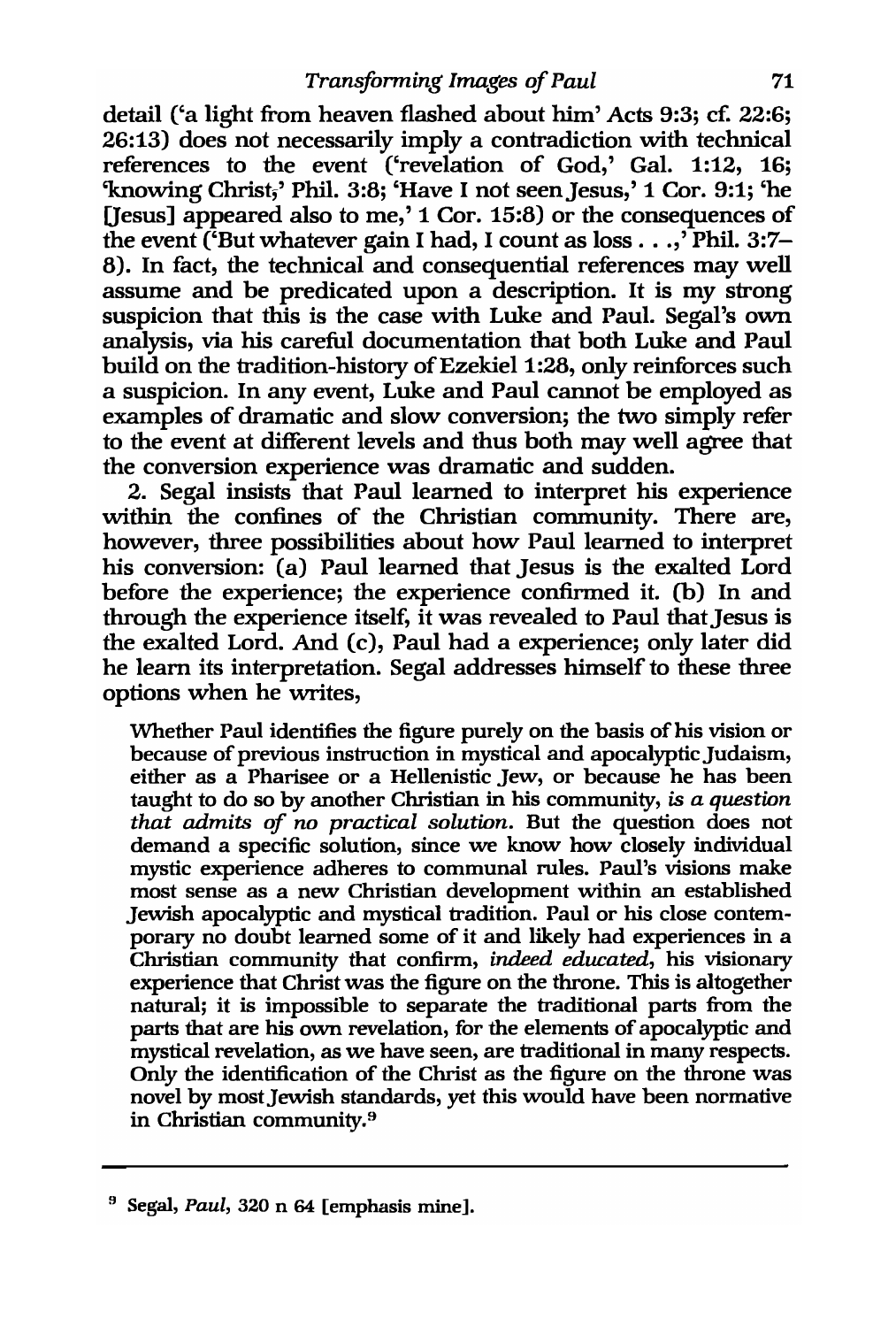detail ('a light from heaven flashed about him' Acts 9:3; cf. 22:6; 26:13) does not necessarily imply a contradiction with technical references to the event ('revelation of God,' Gal. 1:12, 16; 'knowing Christ;' Phil. 3:8; 'Have I not seen Jesus,' 1 Cor. 9:1; 'he [Jesus] appeared also to me,' 1 Cor. 15:8) or the consequences of the event ('But whatever gain I had, I count as loss . . .,' Phil. 3:7–8). In fact, the technical and consequential references may well assume and be predicated upon a description. It is my strong suspicion that this is the case with Luke and Paul. Segal's own analysis, via his careful documentation that both Luke and Paul build on the tradition-history of Ezekiel 1:28, only reinforces such a suspicion. In any event, Luke and Paul cannot be employed as examples of dramatic and slow conversion; the two simply refer to the event at different levels and thus both may well agree that the conversion experience was dramatic and sudden.

2. Segal insists that Paul learned to interpret his experience within the confines of the Christian community. There are, however, three possibilities about how Paul learned to interpret his conversion: (a) Paul learned that Jesus is the exalted Lord before the experience; the experience confirmed it. (b) In and through the experience itself, it was revealed to Paul that Jesus is the exalted Lord. And (c), Paul had a experience; only later did he learn its interpretation. Segal addresses himself to these three options when he writes,

> Whether Paul identifies the figure purely on the basis of his vision or because of previous instruction in mystical and apocalyptic Judaism, either as a Pharisee or a Hellenistic Jew, or because he has been taught to do so by another Christian in his community, *is a question that admits of no practical solution.* But the question does not demand a specific solution, since we know how closely individual mystic experience adheres to communal rules. Paul's visions make most sense as a new Christian development within an established Jewish apocalyptic and mystical tradition. Paul or his close contemporary no doubt learned some of it and likely had experiences in a Christian community that confirm, *indeed educated,* his visionary experience that Christ was the figure on the throne. This is altogether natural; it is impossible to separate the traditional parts from the parts that are his own revelation, for the elements of apocalyptic and mystical revelation, as we have seen, are traditional in many respects. Only the identification of the Christ as the figure on the throne was novel by most Jewish standards, yet this would have been normative in Christian community.[9]

---

[9] Segal, *Paul*, 320 n 64 [emphasis mine].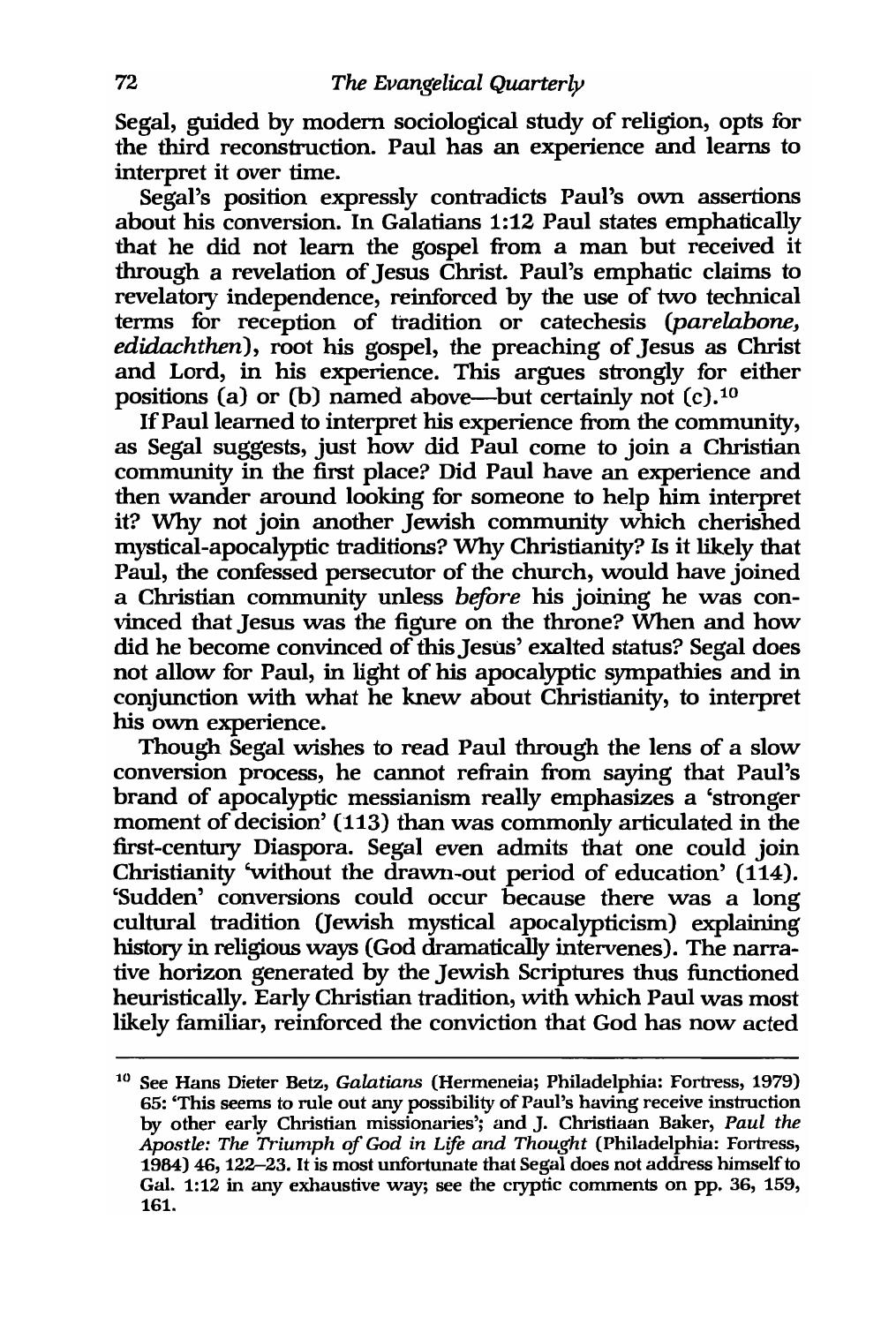Segal, guided by modern sociological study of religion, opts for the third reconstruction. Paul has an experience and learns to interpret it over time.

Segal's position expressly contradicts Paul's own assertions about his conversion. In Galatians 1:12 Paul states emphatically that he did not learn the gospel from a man but received it through a revelation of Jesus Christ. Paul's emphatic claims to revelatory independence, reinforced by the use of two technical terms for reception of tradition or catechesis (*parelabone, edidachthen*), root his gospel, the preaching of Jesus as Christ and Lord, in his experience. This argues strongly for either positions (a) or (b) named above—but certainly not (c).[10]

If Paul learned to interpret his experience from the community, as Segal suggests, just how did Paul come to join a Christian community in the first place? Did Paul have an experience and then wander around looking for someone to help him interpret it? Why not join another Jewish community which cherished mystical-apocalyptic traditions? Why Christianity? Is it likely that Paul, the confessed persecutor of the church, would have joined a Christian community unless *before* his joining he was convinced that Jesus was the figure on the throne? When and how did he become convinced of this Jesus' exalted status? Segal does not allow for Paul, in light of his apocalyptic sympathies and in conjunction with what he knew about Christianity, to interpret his own experience.

Though Segal wishes to read Paul through the lens of a slow conversion process, he cannot refrain from saying that Paul's brand of apocalyptic messianism really emphasizes a 'stronger moment of decision' (113) than was commonly articulated in the first-century Diaspora. Segal even admits that one could join Christianity 'without the drawn-out period of education' (114). 'Sudden' conversions could occur because there was a long cultural tradition (Jewish mystical apocalypticism) explaining history in religious ways (God dramatically intervenes). The narrative horizon generated by the Jewish Scriptures thus functioned heuristically. Early Christian tradition, with which Paul was most likely familiar, reinforced the conviction that God has now acted

---

[10] See Hans Dieter Betz, *Galatians* (Hermeneia; Philadelphia: Fortress, 1979) 65: 'This seems to rule out any possibility of Paul's having receive instruction by other early Christian missionaries'; and J. Christiaan Baker, *Paul the Apostle: The Triumph of God in Life and Thought* (Philadelphia: Fortress, 1984) 46, 122–23. It is most unfortunate that Segal does not address himself to Gal. 1:12 in any exhaustive way; see the cryptic comments on pp. 36, 159, 161.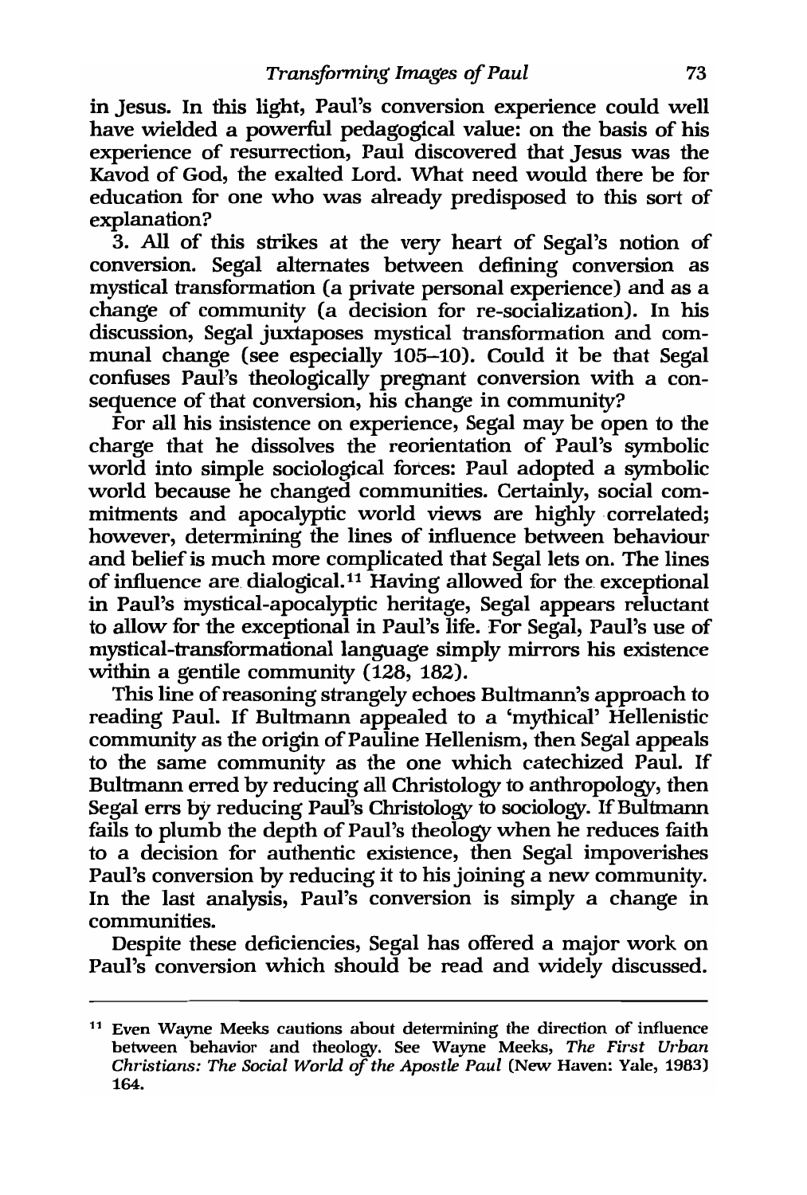in Jesus. In this light, Paul's conversion experience could well have wielded a powerful pedagogical value: on the basis of his experience of resurrection, Paul discovered that Jesus was the Kavod of God, the exalted Lord. What need would there be for education for one who was already predisposed to this sort of explanation?

3. All of this strikes at the very heart of Segal's notion of conversion. Segal alternates between defining conversion as mystical transformation (a private personal experience) and as a change of community (a decision for re-socialization). In his discussion, Segal juxtaposes mystical transformation and communal change (see especially 105–10). Could it be that Segal confuses Paul's theologically pregnant conversion with a consequence of that conversion, his change in community?

For all his insistence on experience, Segal may be open to the charge that he dissolves the reorientation of Paul's symbolic world into simple sociological forces: Paul adopted a symbolic world because he changed communities. Certainly, social commitments and apocalyptic world views are highly correlated; however, determining the lines of influence between behaviour and belief is much more complicated that Segal lets on. The lines of influence are dialogical.[11] Having allowed for the exceptional in Paul's mystical-apocalyptic heritage, Segal appears reluctant to allow for the exceptional in Paul's life. For Segal, Paul's use of mystical-transformational language simply mirrors his existence within a gentile community (128, 182).

This line of reasoning strangely echoes Bultmann's approach to reading Paul. If Bultmann appealed to a 'mythical' Hellenistic community as the origin of Pauline Hellenism, then Segal appeals to the same community as the one which catechized Paul. If Bultmann erred by reducing all Christology to anthropology, then Segal errs by reducing Paul's Christology to sociology. If Bultmann fails to plumb the depth of Paul's theology when he reduces faith to a decision for authentic existence, then Segal impoverishes Paul's conversion by reducing it to his joining a new community. In the last analysis, Paul's conversion is simply a change in communities.

Despite these deficiencies, Segal has offered a major work on Paul's conversion which should be read and widely discussed.

---

[11] Even Wayne Meeks cautions about determining the direction of influence between behavior and theology. See Wayne Meeks, *The First Urban Christians: The Social World of the Apostle Paul* (New Haven: Yale, 1983) 164.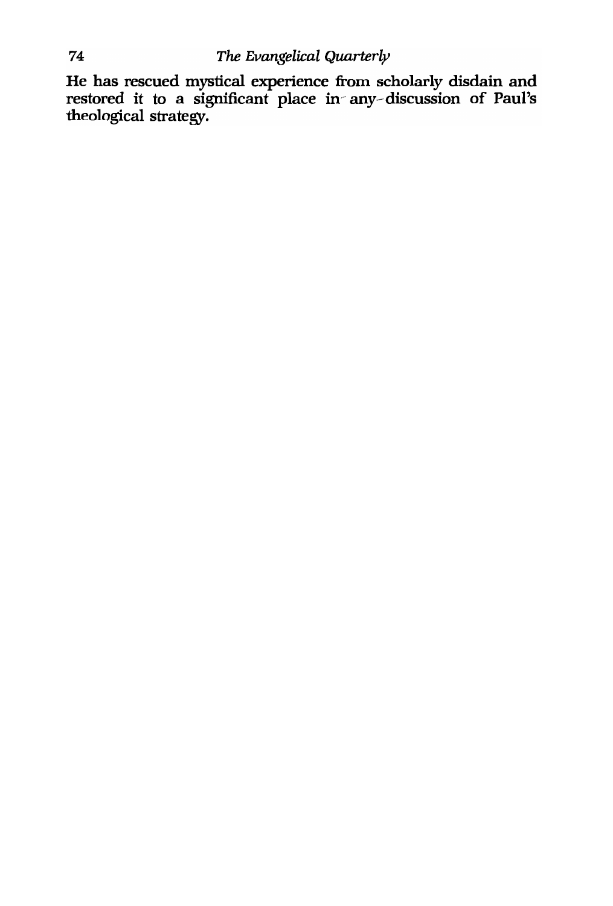He has rescued mystical experience from scholarly disdain and restored it to a significant place in any discussion of Paul's theological strategy.